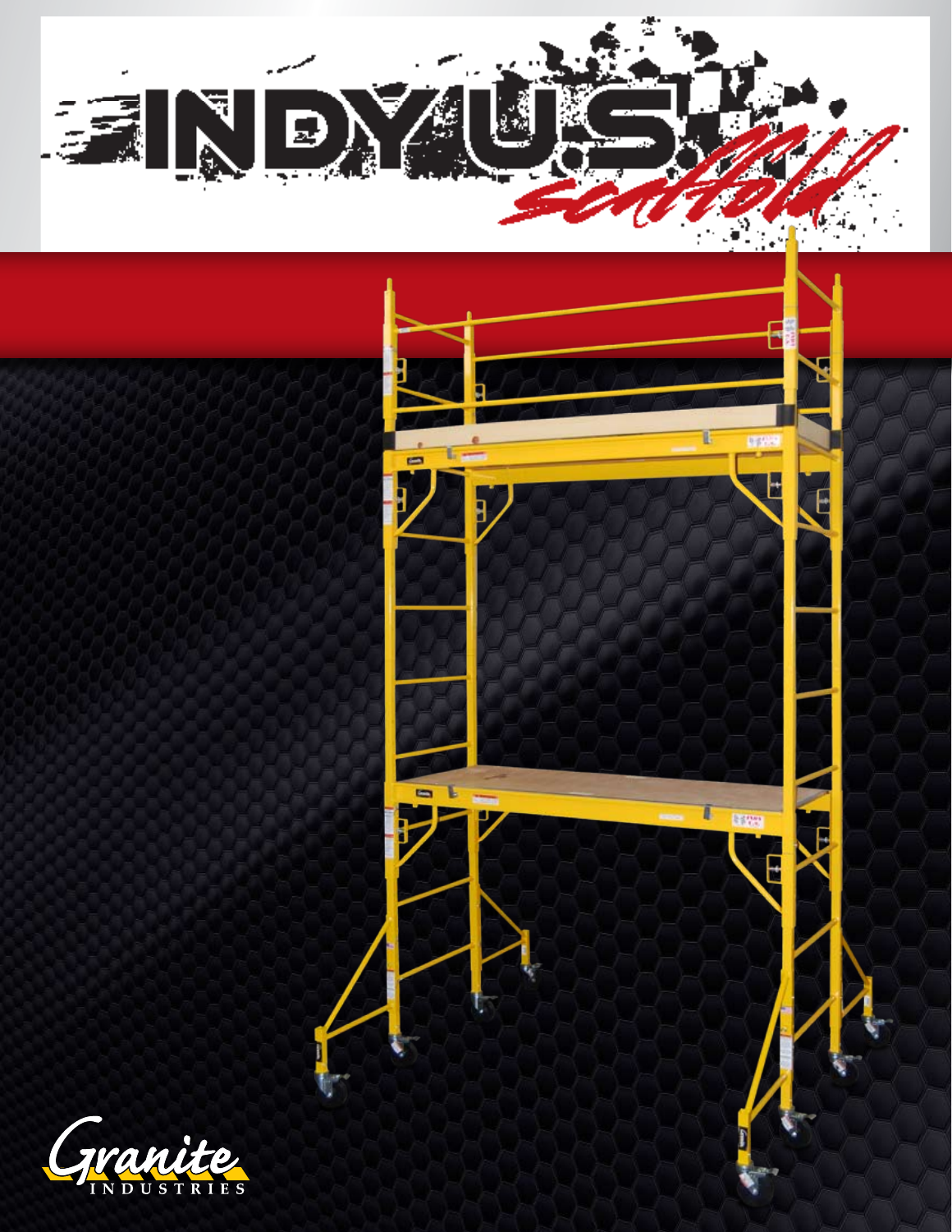# INDY U.S. scaffold

Granite INDUSTRIES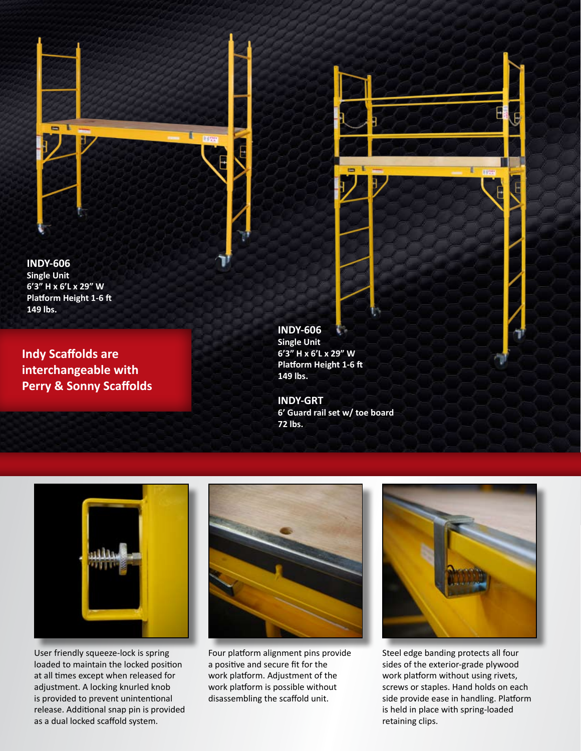**INDY-606**
**Single Unit**
**6'3" H x 6'L x 29" W**
**Platform Height 1-6 ft**
**149 lbs.**

## Indy Scaffolds are interchangeable with Perry & Sonny Scaffolds

**INDY-606**
**Single Unit**
**6'3" H x 6'L x 29" W**
**Platform Height 1-6 ft**
**149 lbs.**

**INDY-GRT**
**6' Guard rail set w/ toe board**
**72 lbs.**

User friendly squeeze-lock is spring loaded to maintain the locked position at all times except when released for adjustment. A locking knurled knob is provided to prevent unintentional release. Additional snap pin is provided as a dual locked scaffold system.

Four platform alignment pins provide a positive and secure fit for the work platform. Adjustment of the work platform is possible without disassembling the scaffold unit.

Steel edge banding protects all four sides of the exterior-grade plywood work platform without using rivets, screws or staples. Hand holds on each side provide ease in handling. Platform is held in place with spring-loaded retaining clips.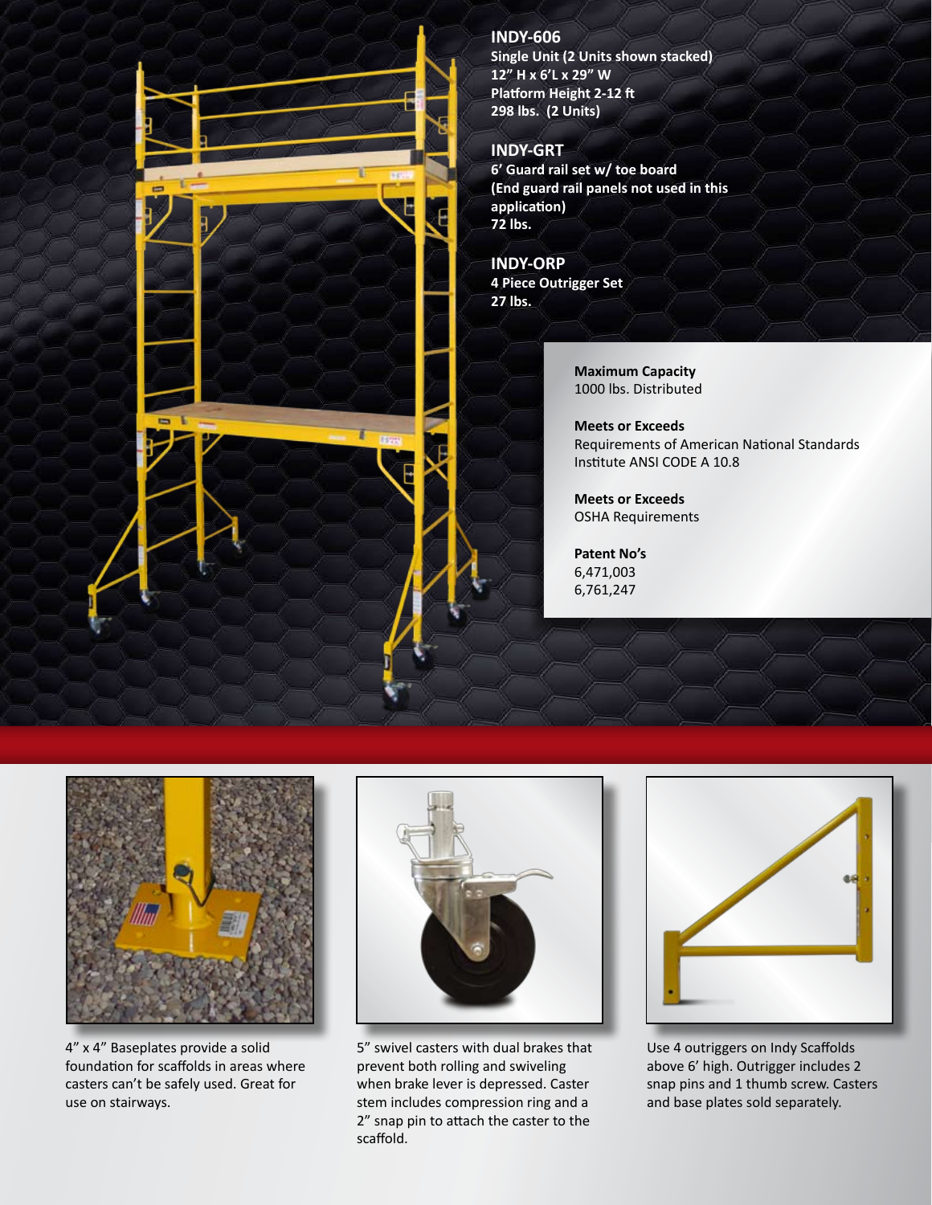**INDY-606**
**Single Unit (2 Units shown stacked)**
**12” H x 6’L x 29” W**
**Platform Height 2-12 ft**
**298 lbs. (2 Units)**

**INDY-GRT**
**6’ Guard rail set w/ toe board**
**(End guard rail panels not used in this application)**
**72 lbs.**

**INDY-ORP**
**4 Piece Outrigger Set**
**27 lbs.**

**Maximum Capacity**
1000 lbs. Distributed

**Meets or Exceeds**
Requirements of American National Standards Institute ANSI CODE A 10.8

**Meets or Exceeds**
OSHA Requirements

**Patent No’s**
6,471,003
6,761,247

4” x 4” Baseplates provide a solid foundation for scaffolds in areas where casters can’t be safely used. Great for use on stairways.

5” swivel casters with dual brakes that prevent both rolling and swiveling when brake lever is depressed. Caster stem includes compression ring and a 2” snap pin to attach the caster to the scaffold.

Use 4 outriggers on Indy Scaffolds above 6’ high. Outrigger includes 2 snap pins and 1 thumb screw. Casters and base plates sold separately.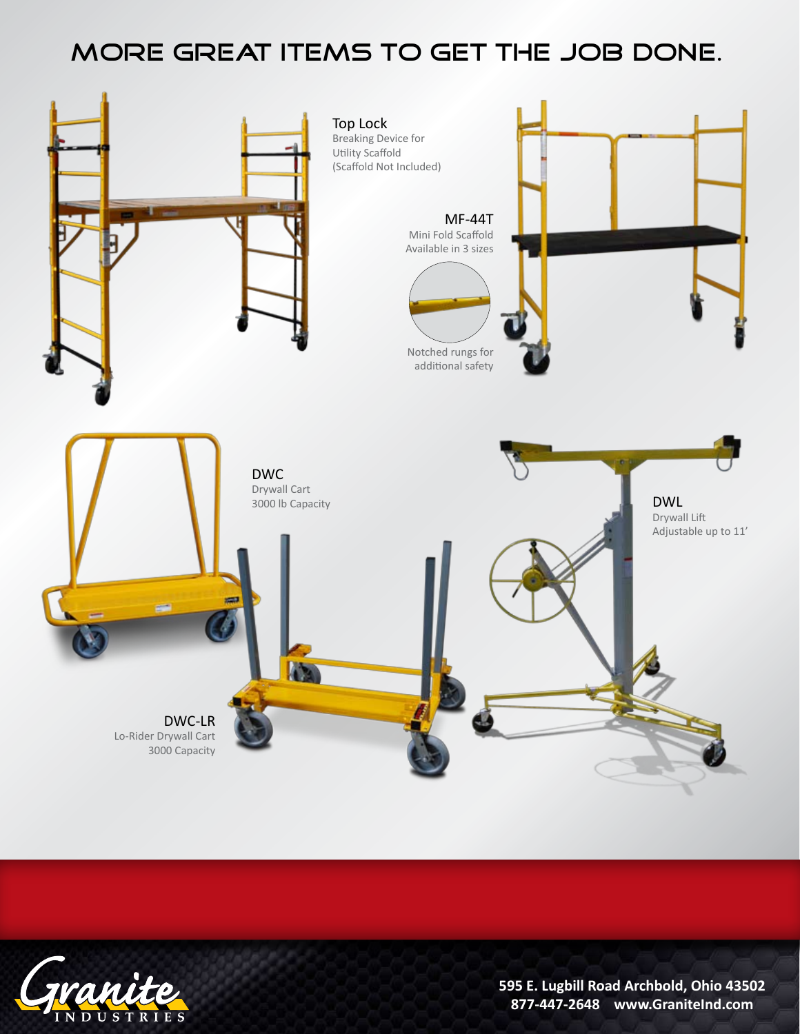# MORE GREAT ITEMS TO GET THE JOB DONE.

**Top Lock**
Breaking Device for Utility Scaffold (Scaffold Not Included)

**MF-44T**
Mini Fold Scaffold
Available in 3 sizes

Notched rungs for additional safety

**DWC**
Drywall Cart
3000 lb Capacity

**DWL**
Drywall Lift
Adjustable up to 11'

**DWC-LR**
Lo-Rider Drywall Cart
3000 Capacity

Granite INDUSTRIES

**595 E. Lugbill Road Archbold, Ohio 43502**
**877-447-2648 www.GraniteInd.com**